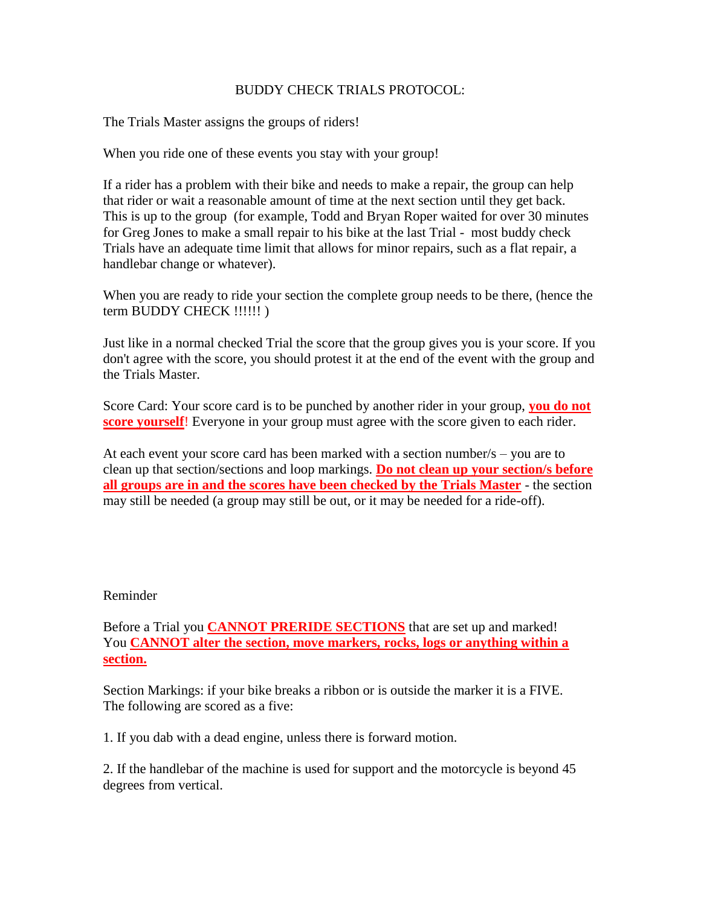# BUDDY CHECK TRIALS PROTOCOL:

The Trials Master assigns the groups of riders!

When you ride one of these events you stay with your group!

If a rider has a problem with their bike and needs to make a repair, the group can help that rider or wait a reasonable amount of time at the next section until they get back. This is up to the group (for example, Todd and Bryan Roper waited for over 30 minutes for Greg Jones to make a small repair to his bike at the last Trial - most buddy check Trials have an adequate time limit that allows for minor repairs, such as a flat repair, a handlebar change or whatever).

When you are ready to ride your section the complete group needs to be there, (hence the term BUDDY CHECK !!!!!! )

Just like in a normal checked Trial the score that the group gives you is your score. If you don't agree with the score, you should protest it at the end of the event with the group and the Trials Master.

Score Card: Your score card is to be punched by another rider in your group, **you do not score yourself**! Everyone in your group must agree with the score given to each rider.

At each event your score card has been marked with a section number/s – you are to clean up that section/sections and loop markings. **Do not clean up your section/s before all groups are in and the scores have been checked by the Trials Master** - the section may still be needed (a group may still be out, or it may be needed for a ride-off).

Reminder

Before a Trial you **CANNOT PRERIDE SECTIONS** that are set up and marked!
You **CANNOT alter the section, move markers, rocks, logs or anything within a section.**

Section Markings: if your bike breaks a ribbon or is outside the marker it is a FIVE.
The following are scored as a five:

1. If you dab with a dead engine, unless there is forward motion.

2. If the handlebar of the machine is used for support and the motorcycle is beyond 45 degrees from vertical.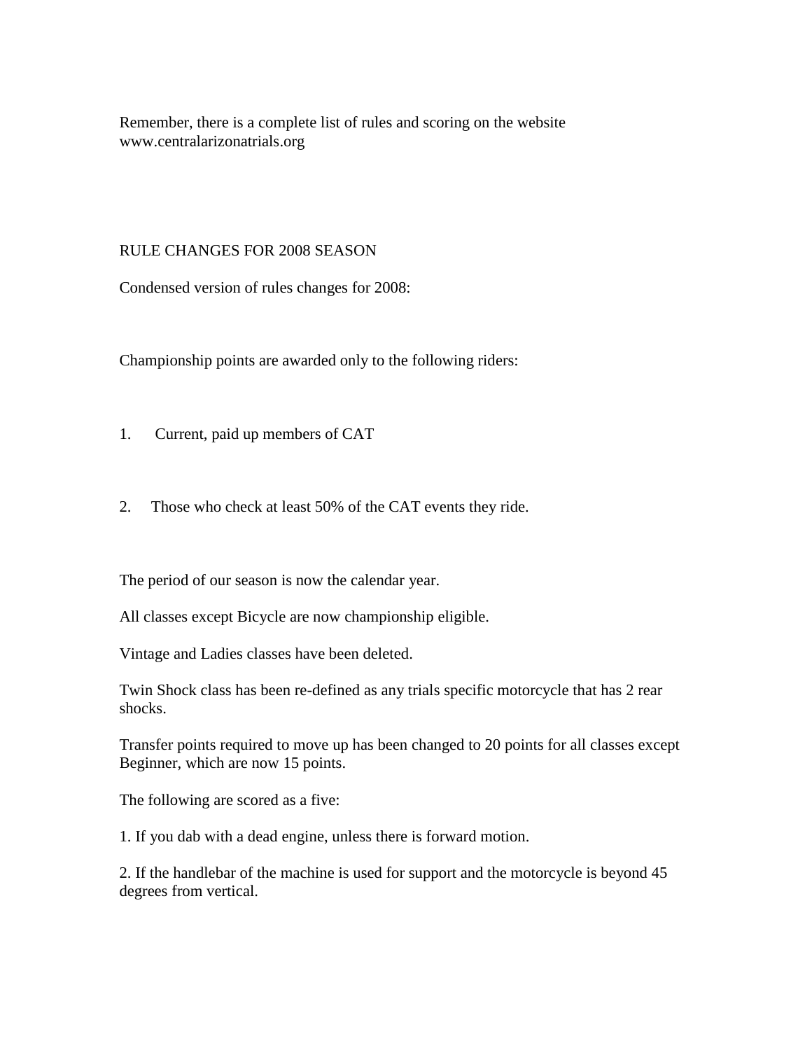Remember, there is a complete list of rules and scoring on the website www.centralarizonatrials.org

RULE CHANGES FOR 2008 SEASON

Condensed version of rules changes for 2008:

Championship points are awarded only to the following riders:

1. Current, paid up members of CAT

2. Those who check at least 50% of the CAT events they ride.

The period of our season is now the calendar year.

All classes except Bicycle are now championship eligible.

Vintage and Ladies classes have been deleted.

Twin Shock class has been re-defined as any trials specific motorcycle that has 2 rear shocks.

Transfer points required to move up has been changed to 20 points for all classes except Beginner, which are now 15 points.

The following are scored as a five:

1. If you dab with a dead engine, unless there is forward motion.

2. If the handlebar of the machine is used for support and the motorcycle is beyond 45 degrees from vertical.